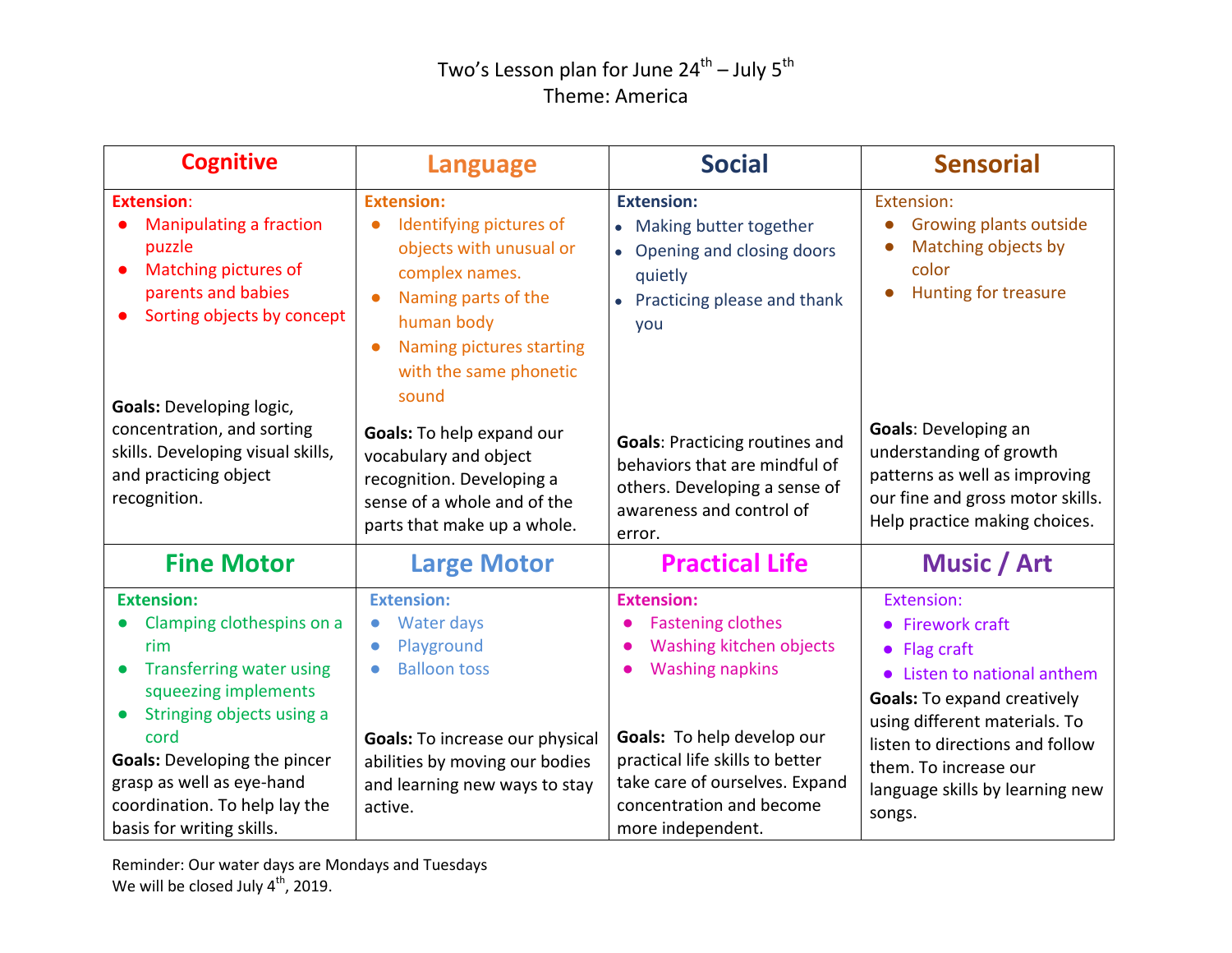# Two's Lesson plan for June 24th – July 5th

## Theme: America

| Cognitive | Language | Social | Sensorial |
|---|---|---|---|
| **Extension:**<br>• Manipulating a fraction puzzle<br>• Matching pictures of parents and babies<br>• Sorting objects by concept<br><br>**Goals:** Developing logic, concentration, and sorting skills. Developing visual skills, and practicing object recognition. | **Extension:**<br>• Identifying pictures of objects with unusual or complex names.<br>• Naming parts of the human body<br>• Naming pictures starting with the same phonetic sound<br><br>**Goals:** To help expand our vocabulary and object recognition. Developing a sense of a whole and of the parts that make up a whole. | **Extension:**<br>• Making butter together<br>• Opening and closing doors quietly<br>• Practicing please and thank you<br><br>**Goals**: Practicing routines and behaviors that are mindful of others. Developing a sense of awareness and control of error. | Extension:<br>• Growing plants outside<br>• Matching objects by color<br>• Hunting for treasure<br><br>**Goals**: Developing an understanding of growth patterns as well as improving our fine and gross motor skills. Help practice making choices. |
| **Fine Motor** | **Large Motor** | **Practical Life** | **Music / Art** |
| **Extension:**<br>• Clamping clothespins on a rim<br>• Transferring water using squeezing implements<br>• Stringing objects using a cord<br><br>**Goals:** Developing the pincer grasp as well as eye-hand coordination. To help lay the basis for writing skills. | **Extension:**<br>• Water days<br>• Playground<br>• Balloon toss<br><br>**Goals:** To increase our physical abilities by moving our bodies and learning new ways to stay active. | **Extension:**<br>• Fastening clothes<br>• Washing kitchen objects<br>• Washing napkins<br><br>**Goals:** To help develop our practical life skills to better take care of ourselves. Expand concentration and become more independent. | Extension:<br>• Firework craft<br>• Flag craft<br>• Listen to national anthem<br><br>**Goals:** To expand creatively using different materials. To listen to directions and follow them. To increase our language skills by learning new songs. |

Reminder: Our water days are Mondays and Tuesdays
We will be closed July 4th, 2019.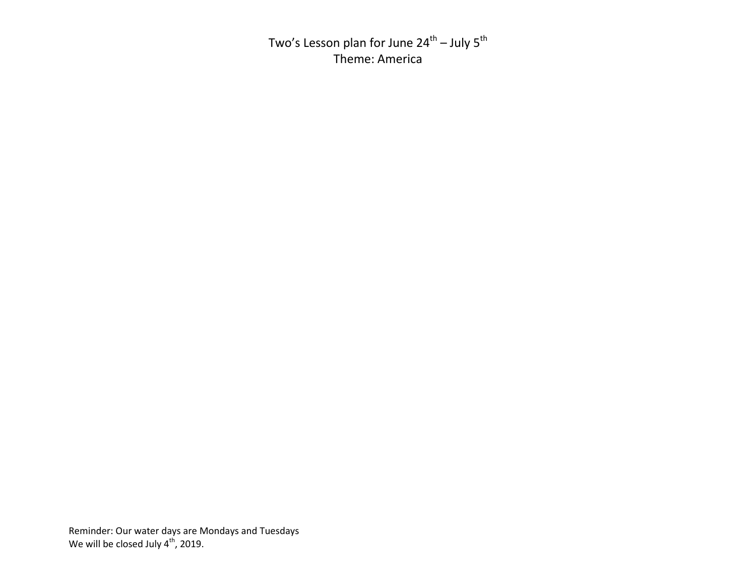Two's Lesson plan for June 24th – July 5th

Theme: America

Reminder: Our water days are Mondays and Tuesdays

We will be closed July 4th, 2019.